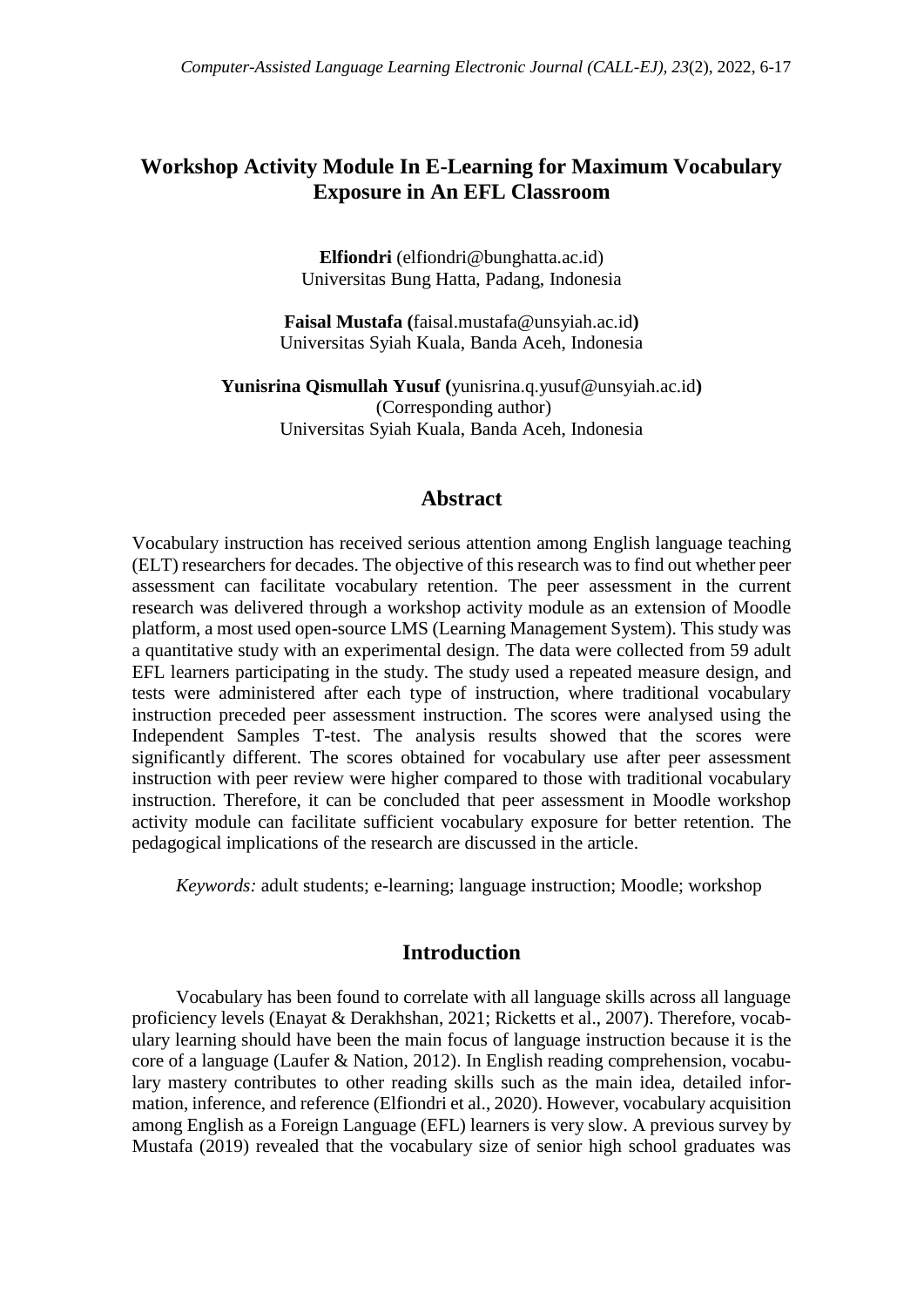# Workshop Activity Module In E-Learning for Maximum Vocabulary Exposure in An EFL Classroom

**Elfiondri** (elfiondri@bunghatta.ac.id)
Universitas Bung Hatta, Padang, Indonesia

**Faisal Mustafa (**faisal.mustafa@unsyiah.ac.id**)**
Universitas Syiah Kuala, Banda Aceh, Indonesia

**Yunisrina Qismullah Yusuf (**yunisrina.q.yusuf@unsyiah.ac.id**)**
(Corresponding author)
Universitas Syiah Kuala, Banda Aceh, Indonesia

## Abstract

Vocabulary instruction has received serious attention among English language teaching (ELT) researchers for decades. The objective of this research was to find out whether peer assessment can facilitate vocabulary retention. The peer assessment in the current research was delivered through a workshop activity module as an extension of Moodle platform, a most used open-source LMS (Learning Management System). This study was a quantitative study with an experimental design. The data were collected from 59 adult EFL learners participating in the study. The study used a repeated measure design, and tests were administered after each type of instruction, where traditional vocabulary instruction preceded peer assessment instruction. The scores were analysed using the Independent Samples T-test. The analysis results showed that the scores were significantly different. The scores obtained for vocabulary use after peer assessment instruction with peer review were higher compared to those with traditional vocabulary instruction. Therefore, it can be concluded that peer assessment in Moodle workshop activity module can facilitate sufficient vocabulary exposure for better retention. The pedagogical implications of the research are discussed in the article.

*Keywords:* adult students; e-learning; language instruction; Moodle; workshop

## Introduction

Vocabulary has been found to correlate with all language skills across all language proficiency levels (Enayat & Derakhshan, 2021; Ricketts et al., 2007). Therefore, vocabulary learning should have been the main focus of language instruction because it is the core of a language (Laufer & Nation, 2012). In English reading comprehension, vocabulary mastery contributes to other reading skills such as the main idea, detailed information, inference, and reference (Elfiondri et al., 2020). However, vocabulary acquisition among English as a Foreign Language (EFL) learners is very slow. A previous survey by Mustafa (2019) revealed that the vocabulary size of senior high school graduates was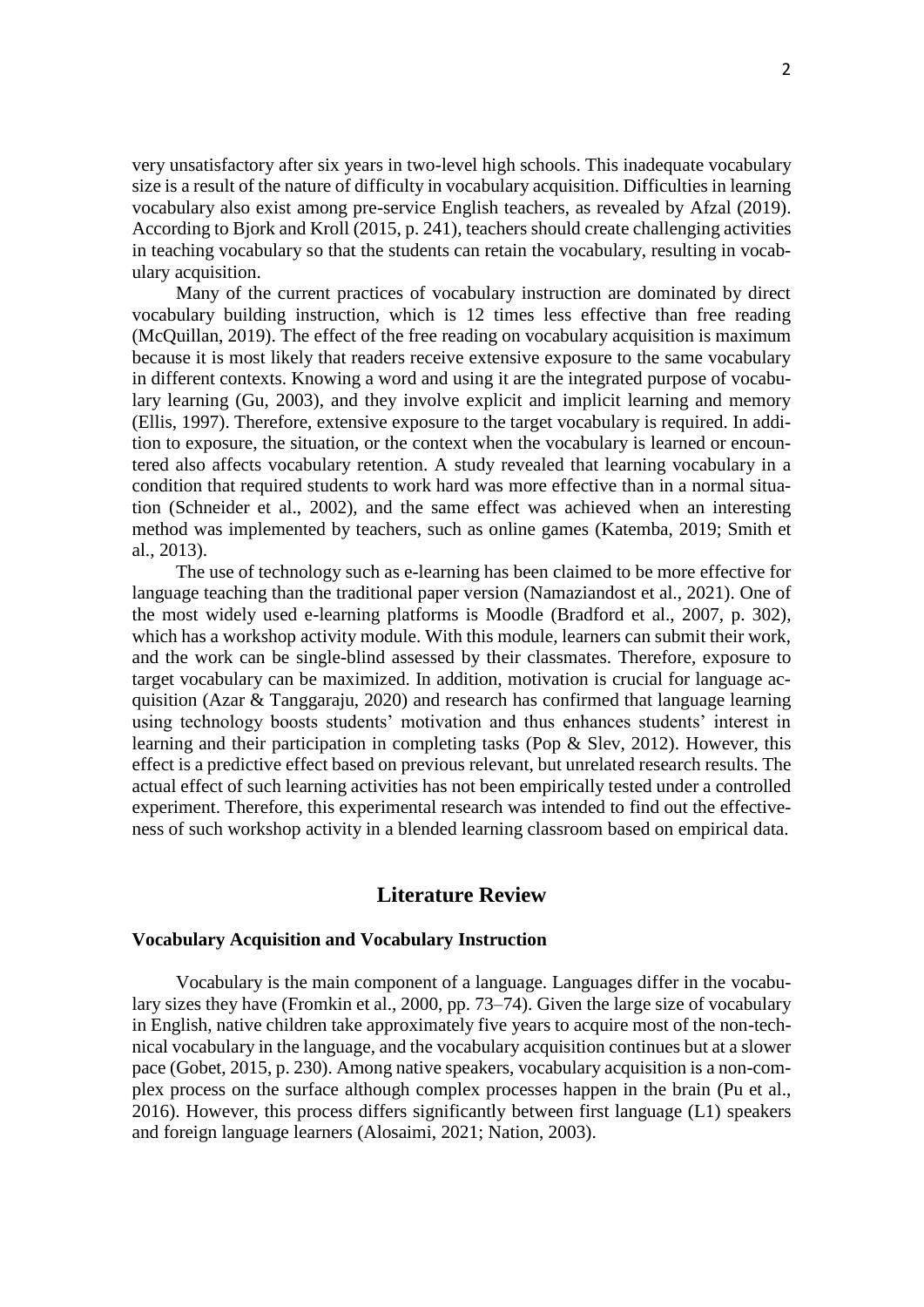very unsatisfactory after six years in two-level high schools. This inadequate vocabulary size is a result of the nature of difficulty in vocabulary acquisition. Difficulties in learning vocabulary also exist among pre-service English teachers, as revealed by Afzal (2019). According to Bjork and Kroll (2015, p. 241), teachers should create challenging activities in teaching vocabulary so that the students can retain the vocabulary, resulting in vocabulary acquisition.

Many of the current practices of vocabulary instruction are dominated by direct vocabulary building instruction, which is 12 times less effective than free reading (McQuillan, 2019). The effect of the free reading on vocabulary acquisition is maximum because it is most likely that readers receive extensive exposure to the same vocabulary in different contexts. Knowing a word and using it are the integrated purpose of vocabulary learning (Gu, 2003), and they involve explicit and implicit learning and memory (Ellis, 1997). Therefore, extensive exposure to the target vocabulary is required. In addition to exposure, the situation, or the context when the vocabulary is learned or encountered also affects vocabulary retention. A study revealed that learning vocabulary in a condition that required students to work hard was more effective than in a normal situation (Schneider et al., 2002), and the same effect was achieved when an interesting method was implemented by teachers, such as online games (Katemba, 2019; Smith et al., 2013).

The use of technology such as e-learning has been claimed to be more effective for language teaching than the traditional paper version (Namaziandost et al., 2021). One of the most widely used e-learning platforms is Moodle (Bradford et al., 2007, p. 302), which has a workshop activity module. With this module, learners can submit their work, and the work can be single-blind assessed by their classmates. Therefore, exposure to target vocabulary can be maximized. In addition, motivation is crucial for language acquisition (Azar & Tanggaraju, 2020) and research has confirmed that language learning using technology boosts students' motivation and thus enhances students' interest in learning and their participation in completing tasks (Pop & Slev, 2012). However, this effect is a predictive effect based on previous relevant, but unrelated research results. The actual effect of such learning activities has not been empirically tested under a controlled experiment. Therefore, this experimental research was intended to find out the effectiveness of such workshop activity in a blended learning classroom based on empirical data.

## Literature Review

### Vocabulary Acquisition and Vocabulary Instruction

Vocabulary is the main component of a language. Languages differ in the vocabulary sizes they have (Fromkin et al., 2000, pp. 73–74). Given the large size of vocabulary in English, native children take approximately five years to acquire most of the non-technical vocabulary in the language, and the vocabulary acquisition continues but at a slower pace (Gobet, 2015, p. 230). Among native speakers, vocabulary acquisition is a non-complex process on the surface although complex processes happen in the brain (Pu et al., 2016). However, this process differs significantly between first language (L1) speakers and foreign language learners (Alosaimi, 2021; Nation, 2003).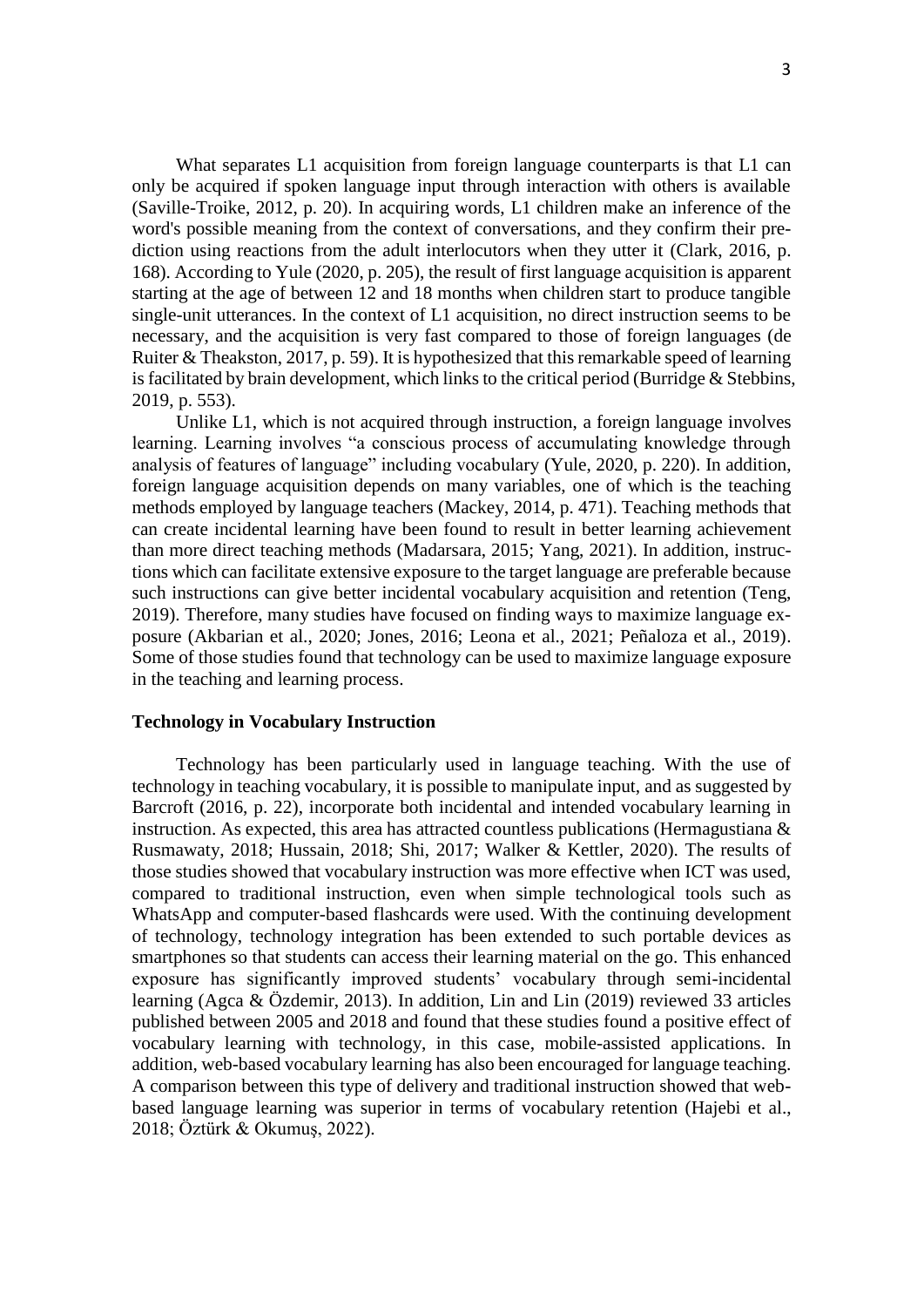What separates L1 acquisition from foreign language counterparts is that L1 can only be acquired if spoken language input through interaction with others is available (Saville-Troike, 2012, p. 20). In acquiring words, L1 children make an inference of the word's possible meaning from the context of conversations, and they confirm their prediction using reactions from the adult interlocutors when they utter it (Clark, 2016, p. 168). According to Yule (2020, p. 205), the result of first language acquisition is apparent starting at the age of between 12 and 18 months when children start to produce tangible single-unit utterances. In the context of L1 acquisition, no direct instruction seems to be necessary, and the acquisition is very fast compared to those of foreign languages (de Ruiter & Theakston, 2017, p. 59). It is hypothesized that this remarkable speed of learning is facilitated by brain development, which links to the critical period (Burridge & Stebbins, 2019, p. 553).

Unlike L1, which is not acquired through instruction, a foreign language involves learning. Learning involves "a conscious process of accumulating knowledge through analysis of features of language" including vocabulary (Yule, 2020, p. 220). In addition, foreign language acquisition depends on many variables, one of which is the teaching methods employed by language teachers (Mackey, 2014, p. 471). Teaching methods that can create incidental learning have been found to result in better learning achievement than more direct teaching methods (Madarsara, 2015; Yang, 2021). In addition, instructions which can facilitate extensive exposure to the target language are preferable because such instructions can give better incidental vocabulary acquisition and retention (Teng, 2019). Therefore, many studies have focused on finding ways to maximize language exposure (Akbarian et al., 2020; Jones, 2016; Leona et al., 2021; Peñaloza et al., 2019). Some of those studies found that technology can be used to maximize language exposure in the teaching and learning process.

**Technology in Vocabulary Instruction**

Technology has been particularly used in language teaching. With the use of technology in teaching vocabulary, it is possible to manipulate input, and as suggested by Barcroft (2016, p. 22), incorporate both incidental and intended vocabulary learning in instruction. As expected, this area has attracted countless publications (Hermagustiana & Rusmawaty, 2018; Hussain, 2018; Shi, 2017; Walker & Kettler, 2020). The results of those studies showed that vocabulary instruction was more effective when ICT was used, compared to traditional instruction, even when simple technological tools such as WhatsApp and computer-based flashcards were used. With the continuing development of technology, technology integration has been extended to such portable devices as smartphones so that students can access their learning material on the go. This enhanced exposure has significantly improved students' vocabulary through semi-incidental learning (Agca & Özdemir, 2013). In addition, Lin and Lin (2019) reviewed 33 articles published between 2005 and 2018 and found that these studies found a positive effect of vocabulary learning with technology, in this case, mobile-assisted applications. In addition, web-based vocabulary learning has also been encouraged for language teaching. A comparison between this type of delivery and traditional instruction showed that web-based language learning was superior in terms of vocabulary retention (Hajebi et al., 2018; Öztürk & Okumuş, 2022).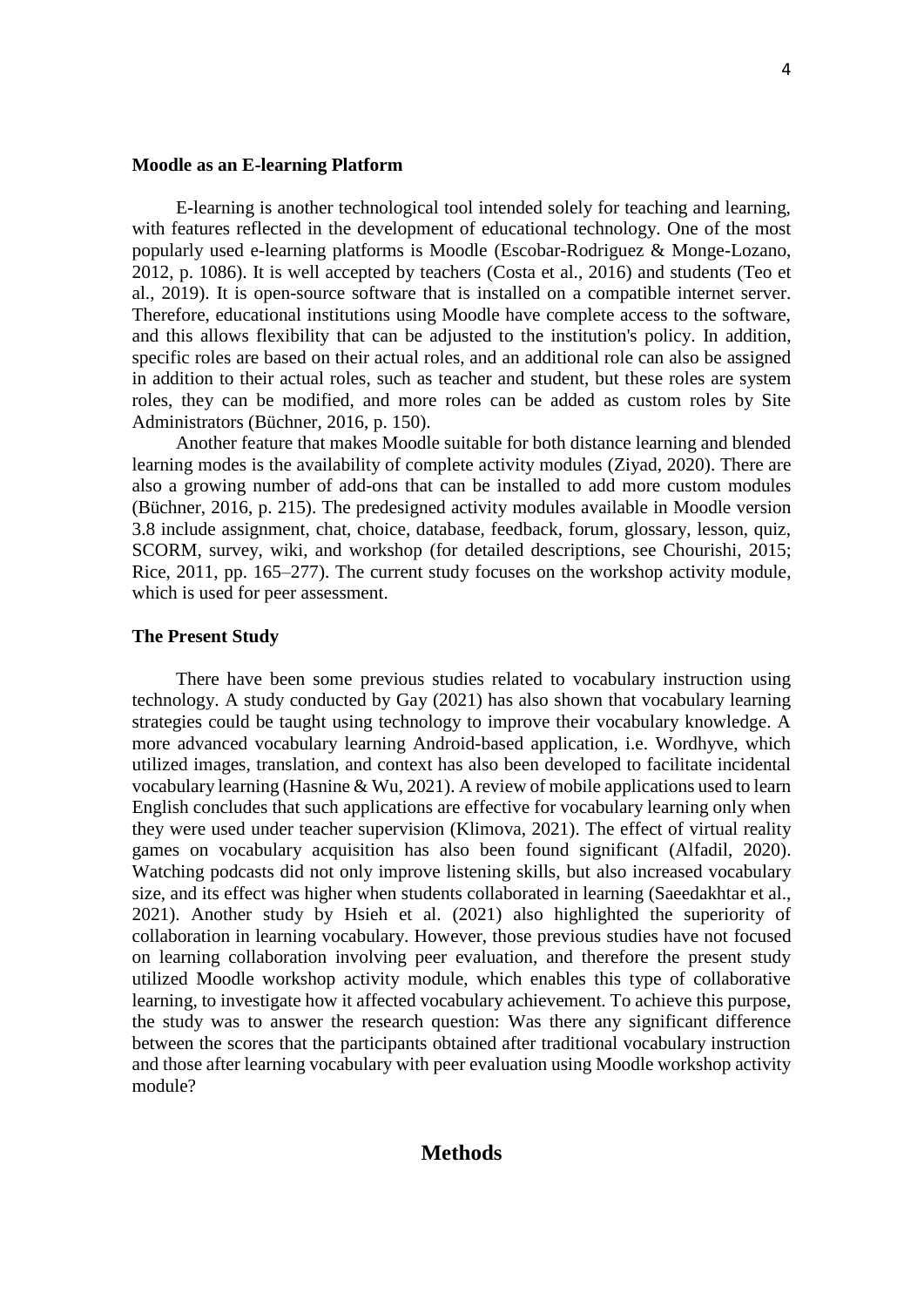### Moodle as an E-learning Platform

E-learning is another technological tool intended solely for teaching and learning, with features reflected in the development of educational technology. One of the most popularly used e-learning platforms is Moodle (Escobar-Rodriguez & Monge-Lozano, 2012, p. 1086). It is well accepted by teachers (Costa et al., 2016) and students (Teo et al., 2019). It is open-source software that is installed on a compatible internet server. Therefore, educational institutions using Moodle have complete access to the software, and this allows flexibility that can be adjusted to the institution's policy. In addition, specific roles are based on their actual roles, and an additional role can also be assigned in addition to their actual roles, such as teacher and student, but these roles are system roles, they can be modified, and more roles can be added as custom roles by Site Administrators (Büchner, 2016, p. 150).

Another feature that makes Moodle suitable for both distance learning and blended learning modes is the availability of complete activity modules (Ziyad, 2020). There are also a growing number of add-ons that can be installed to add more custom modules (Büchner, 2016, p. 215). The predesigned activity modules available in Moodle version 3.8 include assignment, chat, choice, database, feedback, forum, glossary, lesson, quiz, SCORM, survey, wiki, and workshop (for detailed descriptions, see Chourishi, 2015; Rice, 2011, pp. 165–277). The current study focuses on the workshop activity module, which is used for peer assessment.

### The Present Study

There have been some previous studies related to vocabulary instruction using technology. A study conducted by Gay (2021) has also shown that vocabulary learning strategies could be taught using technology to improve their vocabulary knowledge. A more advanced vocabulary learning Android-based application, i.e. Wordhyve, which utilized images, translation, and context has also been developed to facilitate incidental vocabulary learning (Hasnine & Wu, 2021). A review of mobile applications used to learn English concludes that such applications are effective for vocabulary learning only when they were used under teacher supervision (Klimova, 2021). The effect of virtual reality games on vocabulary acquisition has also been found significant (Alfadil, 2020). Watching podcasts did not only improve listening skills, but also increased vocabulary size, and its effect was higher when students collaborated in learning (Saeedakhtar et al., 2021). Another study by Hsieh et al. (2021) also highlighted the superiority of collaboration in learning vocabulary. However, those previous studies have not focused on learning collaboration involving peer evaluation, and therefore the present study utilized Moodle workshop activity module, which enables this type of collaborative learning, to investigate how it affected vocabulary achievement. To achieve this purpose, the study was to answer the research question: Was there any significant difference between the scores that the participants obtained after traditional vocabulary instruction and those after learning vocabulary with peer evaluation using Moodle workshop activity module?

## Methods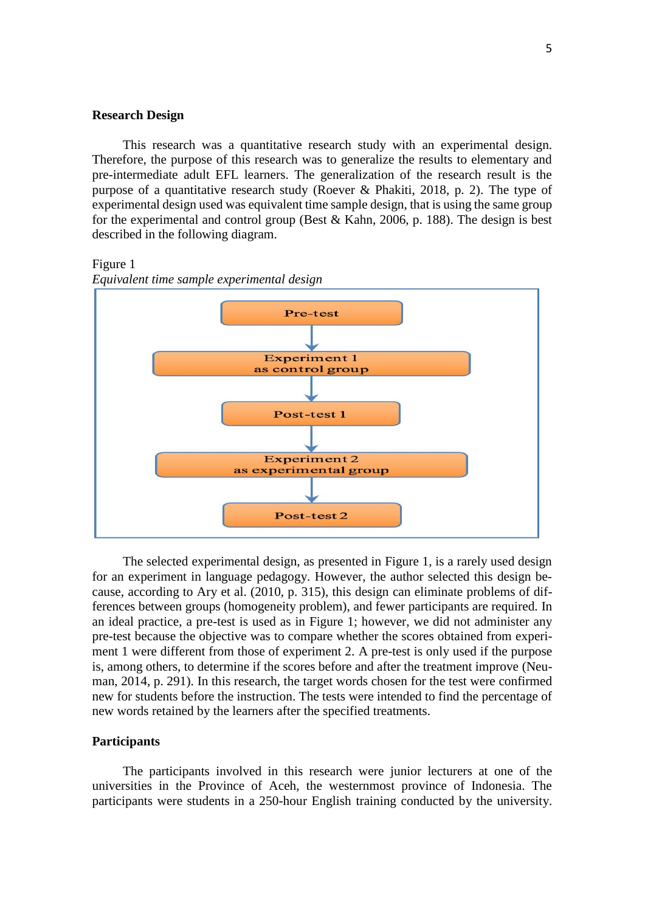## Research Design

This research was a quantitative research study with an experimental design. Therefore, the purpose of this research was to generalize the results to elementary and pre-intermediate adult EFL learners. The generalization of the research result is the purpose of a quantitative research study (Roever & Phakiti, 2018, p. 2). The type of experimental design used was equivalent time sample design, that is using the same group for the experimental and control group (Best & Kahn, 2006, p. 188). The design is best described in the following diagram.

Figure 1
*Equivalent time sample experimental design*

Pre-test
↓
Experiment 1 as control group
↓
Post-test 1
↓
Experiment 2 as experimental group
↓
Post-test 2

The selected experimental design, as presented in Figure 1, is a rarely used design for an experiment in language pedagogy. However, the author selected this design because, according to Ary et al. (2010, p. 315), this design can eliminate problems of differences between groups (homogeneity problem), and fewer participants are required. In an ideal practice, a pre-test is used as in Figure 1; however, we did not administer any pre-test because the objective was to compare whether the scores obtained from experiment 1 were different from those of experiment 2. A pre-test is only used if the purpose is, among others, to determine if the scores before and after the treatment improve (Neuman, 2014, p. 291). In this research, the target words chosen for the test were confirmed new for students before the instruction. The tests were intended to find the percentage of new words retained by the learners after the specified treatments.

## Participants

The participants involved in this research were junior lecturers at one of the universities in the Province of Aceh, the westernmost province of Indonesia. The participants were students in a 250-hour English training conducted by the university.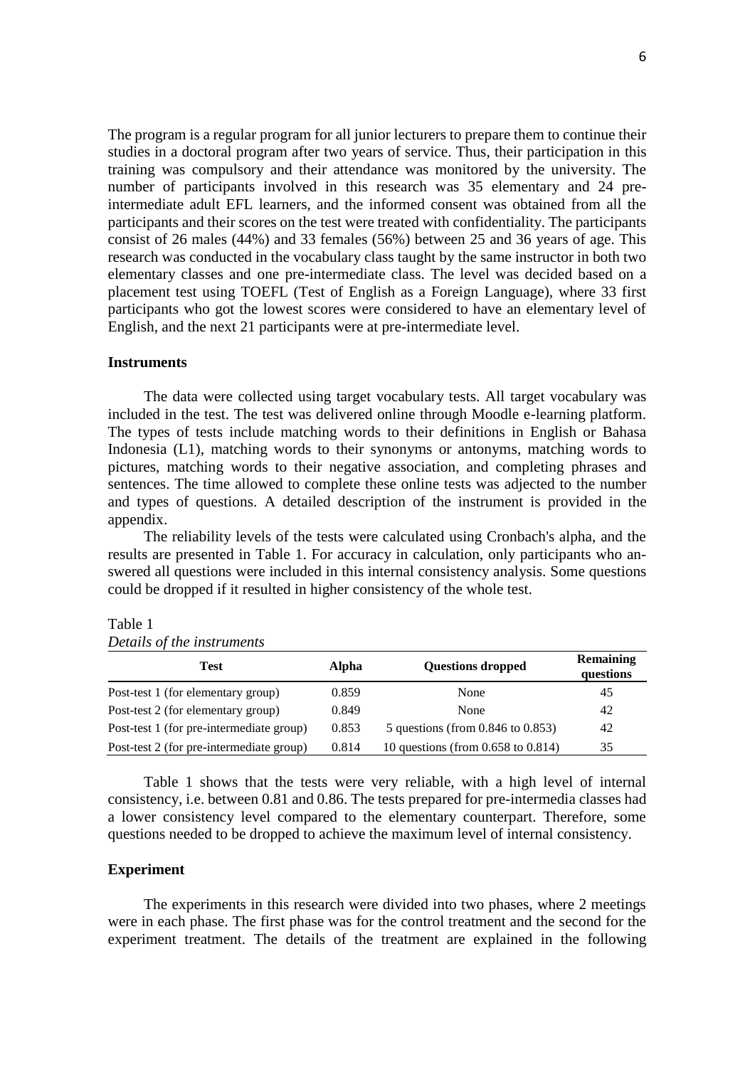The program is a regular program for all junior lecturers to prepare them to continue their studies in a doctoral program after two years of service. Thus, their participation in this training was compulsory and their attendance was monitored by the university. The number of participants involved in this research was 35 elementary and 24 pre-intermediate adult EFL learners, and the informed consent was obtained from all the participants and their scores on the test were treated with confidentiality. The participants consist of 26 males (44%) and 33 females (56%) between 25 and 36 years of age. This research was conducted in the vocabulary class taught by the same instructor in both two elementary classes and one pre-intermediate class. The level was decided based on a placement test using TOEFL (Test of English as a Foreign Language), where 33 first participants who got the lowest scores were considered to have an elementary level of English, and the next 21 participants were at pre-intermediate level.

## Instruments

The data were collected using target vocabulary tests. All target vocabulary was included in the test. The test was delivered online through Moodle e-learning platform. The types of tests include matching words to their definitions in English or Bahasa Indonesia (L1), matching words to their synonyms or antonyms, matching words to pictures, matching words to their negative association, and completing phrases and sentences. The time allowed to complete these online tests was adjected to the number and types of questions. A detailed description of the instrument is provided in the appendix.

The reliability levels of the tests were calculated using Cronbach's alpha, and the results are presented in Table 1. For accuracy in calculation, only participants who answered all questions were included in this internal consistency analysis. Some questions could be dropped if it resulted in higher consistency of the whole test.

Table 1
*Details of the instruments*

| Test | Alpha | Questions dropped | Remaining questions |
|---|---|---|---|
| Post-test 1 (for elementary group) | 0.859 | None | 45 |
| Post-test 2 (for elementary group) | 0.849 | None | 42 |
| Post-test 1 (for pre-intermediate group) | 0.853 | 5 questions (from 0.846 to 0.853) | 42 |
| Post-test 2 (for pre-intermediate group) | 0.814 | 10 questions (from 0.658 to 0.814) | 35 |

Table 1 shows that the tests were very reliable, with a high level of internal consistency, i.e. between 0.81 and 0.86. The tests prepared for pre-intermedia classes had a lower consistency level compared to the elementary counterpart. Therefore, some questions needed to be dropped to achieve the maximum level of internal consistency.

## Experiment

The experiments in this research were divided into two phases, where 2 meetings were in each phase. The first phase was for the control treatment and the second for the experiment treatment. The details of the treatment are explained in the following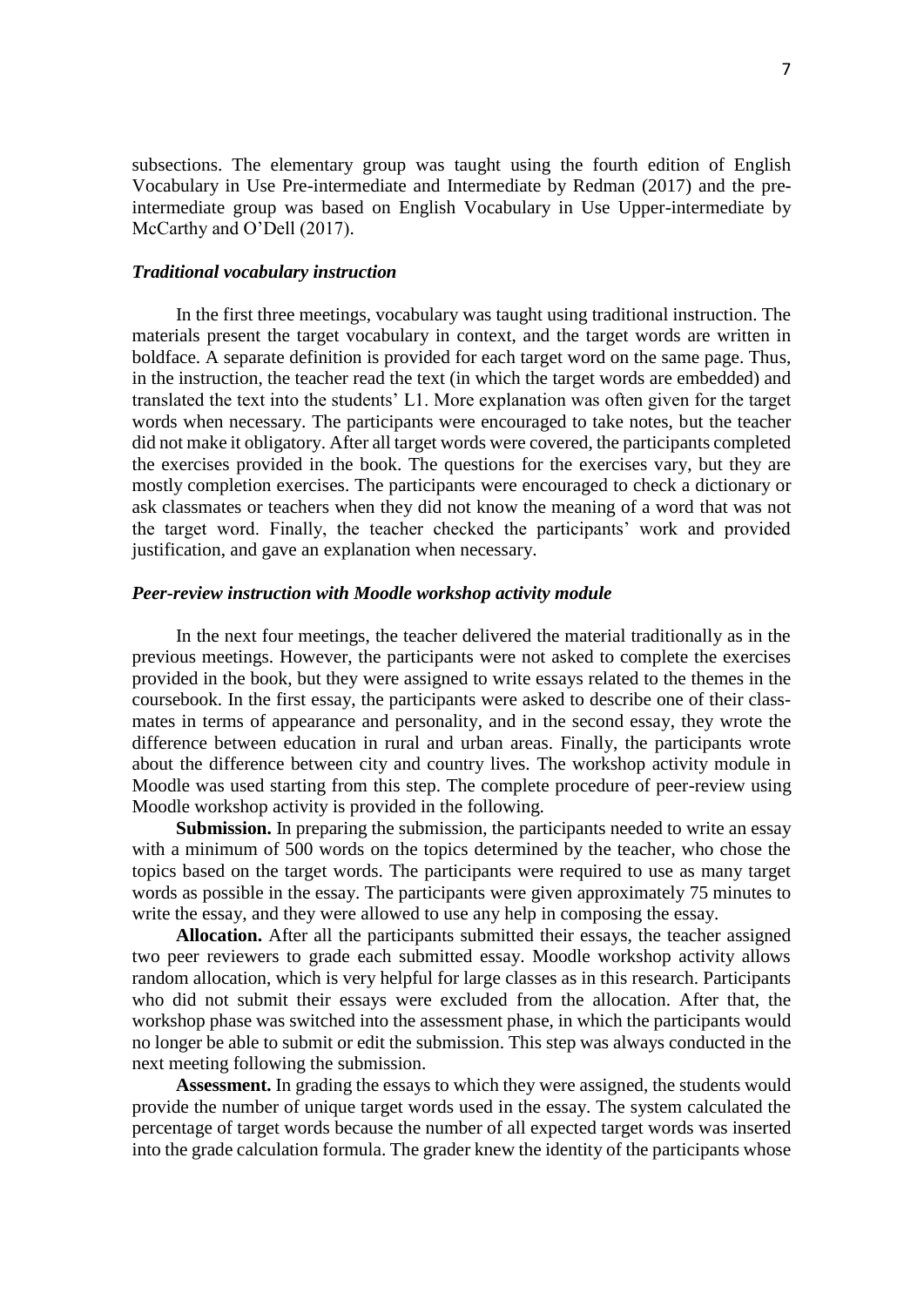subsections. The elementary group was taught using the fourth edition of English Vocabulary in Use Pre-intermediate and Intermediate by Redman (2017) and the pre-intermediate group was based on English Vocabulary in Use Upper-intermediate by McCarthy and O'Dell (2017).

### *Traditional vocabulary instruction*

In the first three meetings, vocabulary was taught using traditional instruction. The materials present the target vocabulary in context, and the target words are written in boldface. A separate definition is provided for each target word on the same page. Thus, in the instruction, the teacher read the text (in which the target words are embedded) and translated the text into the students' L1. More explanation was often given for the target words when necessary. The participants were encouraged to take notes, but the teacher did not make it obligatory. After all target words were covered, the participants completed the exercises provided in the book. The questions for the exercises vary, but they are mostly completion exercises. The participants were encouraged to check a dictionary or ask classmates or teachers when they did not know the meaning of a word that was not the target word. Finally, the teacher checked the participants' work and provided justification, and gave an explanation when necessary.

### *Peer-review instruction with Moodle workshop activity module*

In the next four meetings, the teacher delivered the material traditionally as in the previous meetings. However, the participants were not asked to complete the exercises provided in the book, but they were assigned to write essays related to the themes in the coursebook. In the first essay, the participants were asked to describe one of their class-mates in terms of appearance and personality, and in the second essay, they wrote the difference between education in rural and urban areas. Finally, the participants wrote about the difference between city and country lives. The workshop activity module in Moodle was used starting from this step. The complete procedure of peer-review using Moodle workshop activity is provided in the following.

**Submission.** In preparing the submission, the participants needed to write an essay with a minimum of 500 words on the topics determined by the teacher, who chose the topics based on the target words. The participants were required to use as many target words as possible in the essay. The participants were given approximately 75 minutes to write the essay, and they were allowed to use any help in composing the essay.

**Allocation.** After all the participants submitted their essays, the teacher assigned two peer reviewers to grade each submitted essay. Moodle workshop activity allows random allocation, which is very helpful for large classes as in this research. Participants who did not submit their essays were excluded from the allocation. After that, the workshop phase was switched into the assessment phase, in which the participants would no longer be able to submit or edit the submission. This step was always conducted in the next meeting following the submission.

**Assessment.** In grading the essays to which they were assigned, the students would provide the number of unique target words used in the essay. The system calculated the percentage of target words because the number of all expected target words was inserted into the grade calculation formula. The grader knew the identity of the participants whose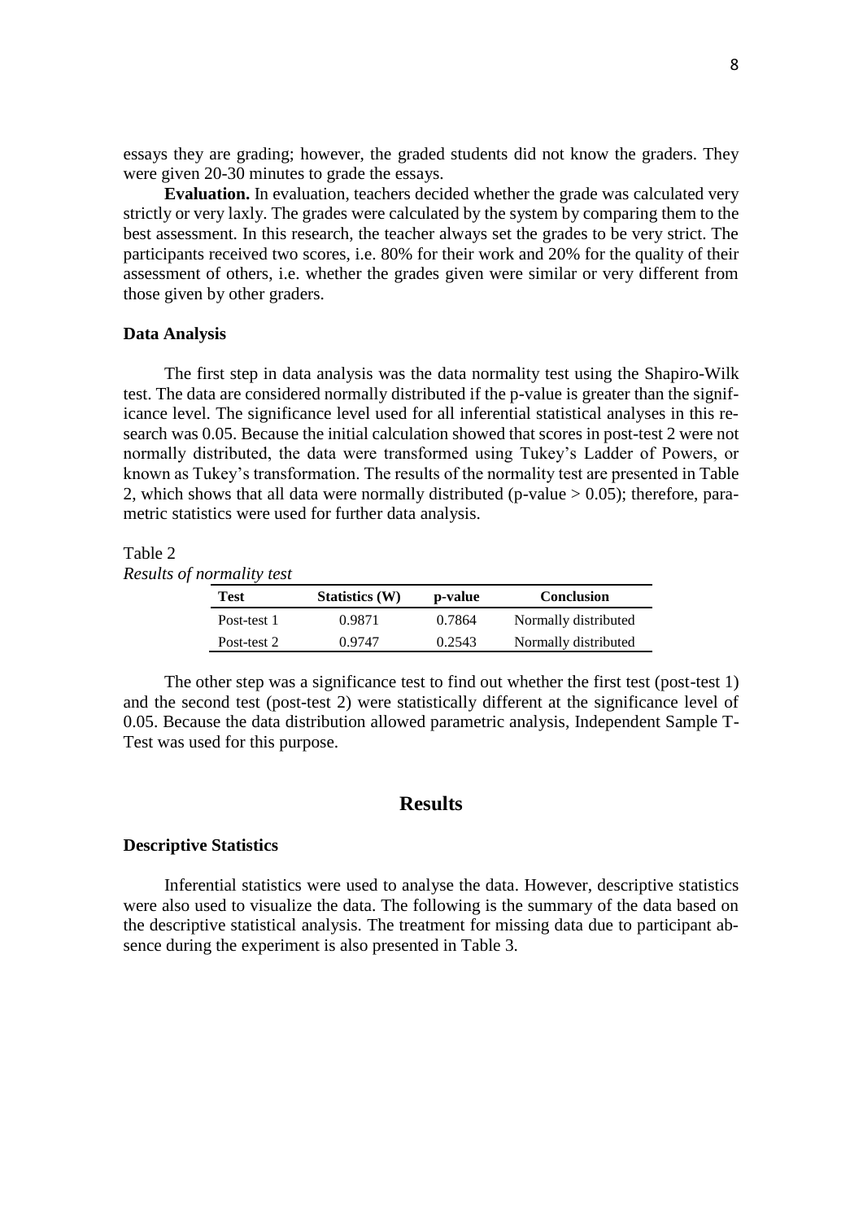essays they are grading; however, the graded students did not know the graders. They were given 20-30 minutes to grade the essays.

**Evaluation.** In evaluation, teachers decided whether the grade was calculated very strictly or very laxly. The grades were calculated by the system by comparing them to the best assessment. In this research, the teacher always set the grades to be very strict. The participants received two scores, i.e. 80% for their work and 20% for the quality of their assessment of others, i.e. whether the grades given were similar or very different from those given by other graders.

### Data Analysis

The first step in data analysis was the data normality test using the Shapiro-Wilk test. The data are considered normally distributed if the p-value is greater than the significance level. The significance level used for all inferential statistical analyses in this research was 0.05. Because the initial calculation showed that scores in post-test 2 were not normally distributed, the data were transformed using Tukey's Ladder of Powers, or known as Tukey's transformation. The results of the normality test are presented in Table 2, which shows that all data were normally distributed (p-value > 0.05); therefore, parametric statistics were used for further data analysis.

Table 2
*Results of normality test*

| Test | Statistics (W) | p-value | Conclusion |
|---|---|---|---|
| Post-test 1 | 0.9871 | 0.7864 | Normally distributed |
| Post-test 2 | 0.9747 | 0.2543 | Normally distributed |

The other step was a significance test to find out whether the first test (post-test 1) and the second test (post-test 2) were statistically different at the significance level of 0.05. Because the data distribution allowed parametric analysis, Independent Sample T-Test was used for this purpose.

## Results

### Descriptive Statistics

Inferential statistics were used to analyse the data. However, descriptive statistics were also used to visualize the data. The following is the summary of the data based on the descriptive statistical analysis. The treatment for missing data due to participant absence during the experiment is also presented in Table 3.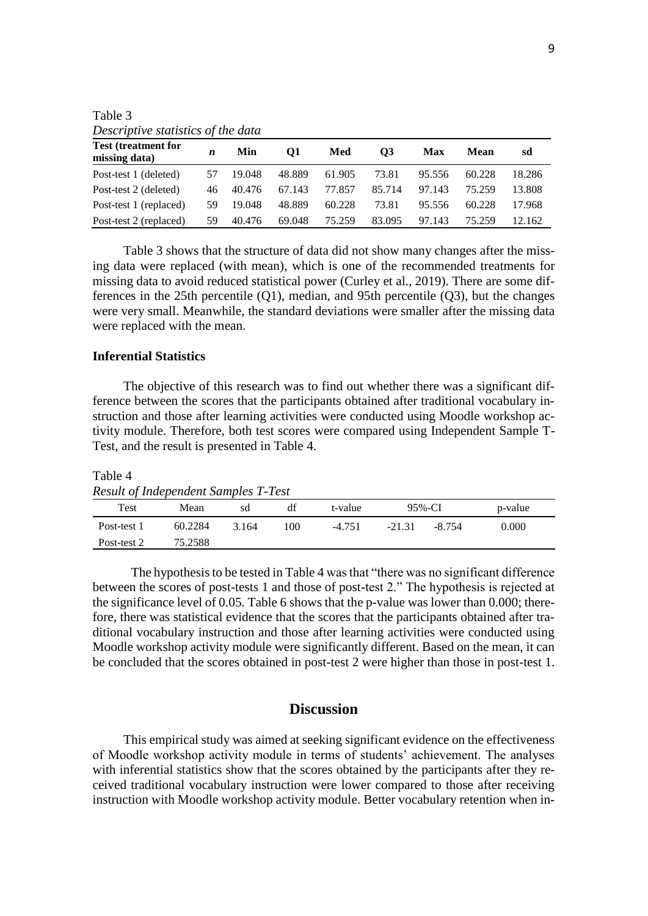Table 3
*Descriptive statistics of the data*

| Test (treatment for missing data) | *n* | Min | Q1 | Med | Q3 | Max | Mean | sd |
|---|---|---|---|---|---|---|---|---|
| Post-test 1 (deleted) | 57 | 19.048 | 48.889 | 61.905 | 73.81 | 95.556 | 60.228 | 18.286 |
| Post-test 2 (deleted) | 46 | 40.476 | 67.143 | 77.857 | 85.714 | 97.143 | 75.259 | 13.808 |
| Post-test 1 (replaced) | 59 | 19.048 | 48.889 | 60.228 | 73.81 | 95.556 | 60.228 | 17.968 |
| Post-test 2 (replaced) | 59 | 40.476 | 69.048 | 75.259 | 83.095 | 97.143 | 75.259 | 12.162 |

Table 3 shows that the structure of data did not show many changes after the missing data were replaced (with mean), which is one of the recommended treatments for missing data to avoid reduced statistical power (Curley et al., 2019). There are some differences in the 25th percentile (Q1), median, and 95th percentile (Q3), but the changes were very small. Meanwhile, the standard deviations were smaller after the missing data were replaced with the mean.

### Inferential Statistics

The objective of this research was to find out whether there was a significant difference between the scores that the participants obtained after traditional vocabulary instruction and those after learning activities were conducted using Moodle workshop activity module. Therefore, both test scores were compared using Independent Sample T-Test, and the result is presented in Table 4.

Table 4
*Result of Independent Samples T-Test*

| Test | Mean | sd | df | t-value | 95%-CI | | p-value |
|---|---|---|---|---|---|---|---|
| Post-test 1 | 60.2284 | 3.164 | 100 | -4.751 | -21.31 | -8.754 | 0.000 |
| Post-test 2 | 75.2588 | | | | | | |

The hypothesis to be tested in Table 4 was that "there was no significant difference between the scores of post-tests 1 and those of post-test 2." The hypothesis is rejected at the significance level of 0.05. Table 6 shows that the p-value was lower than 0.000; therefore, there was statistical evidence that the scores that the participants obtained after traditional vocabulary instruction and those after learning activities were conducted using Moodle workshop activity module were significantly different. Based on the mean, it can be concluded that the scores obtained in post-test 2 were higher than those in post-test 1.

## Discussion

This empirical study was aimed at seeking significant evidence on the effectiveness of Moodle workshop activity module in terms of students' achievement. The analyses with inferential statistics show that the scores obtained by the participants after they received traditional vocabulary instruction were lower compared to those after receiving instruction with Moodle workshop activity module. Better vocabulary retention when in-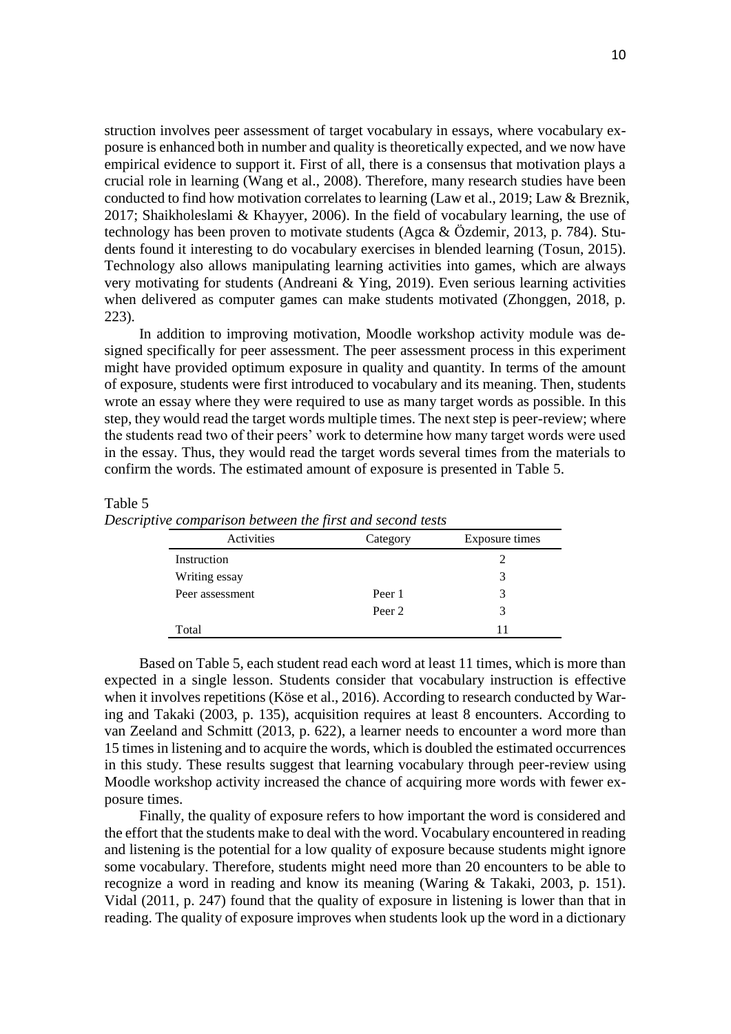struction involves peer assessment of target vocabulary in essays, where vocabulary exposure is enhanced both in number and quality is theoretically expected, and we now have empirical evidence to support it. First of all, there is a consensus that motivation plays a crucial role in learning (Wang et al., 2008). Therefore, many research studies have been conducted to find how motivation correlates to learning (Law et al., 2019; Law & Breznik, 2017; Shaikholeslami & Khayyer, 2006). In the field of vocabulary learning, the use of technology has been proven to motivate students (Agca & Özdemir, 2013, p. 784). Students found it interesting to do vocabulary exercises in blended learning (Tosun, 2015). Technology also allows manipulating learning activities into games, which are always very motivating for students (Andreani & Ying, 2019). Even serious learning activities when delivered as computer games can make students motivated (Zhonggen, 2018, p. 223).

In addition to improving motivation, Moodle workshop activity module was designed specifically for peer assessment. The peer assessment process in this experiment might have provided optimum exposure in quality and quantity. In terms of the amount of exposure, students were first introduced to vocabulary and its meaning. Then, students wrote an essay where they were required to use as many target words as possible. In this step, they would read the target words multiple times. The next step is peer-review; where the students read two of their peers' work to determine how many target words were used in the essay. Thus, they would read the target words several times from the materials to confirm the words. The estimated amount of exposure is presented in Table 5.

Table 5
*Descriptive comparison between the first and second tests*

| Activities | Category | Exposure times |
|---|---|---|
| Instruction | | 2 |
| Writing essay | | 3 |
| Peer assessment | Peer 1 | 3 |
| | Peer 2 | 3 |
| Total | | 11 |

Based on Table 5, each student read each word at least 11 times, which is more than expected in a single lesson. Students consider that vocabulary instruction is effective when it involves repetitions (Köse et al., 2016). According to research conducted by Waring and Takaki (2003, p. 135), acquisition requires at least 8 encounters. According to van Zeeland and Schmitt (2013, p. 622), a learner needs to encounter a word more than 15 times in listening and to acquire the words, which is doubled the estimated occurrences in this study. These results suggest that learning vocabulary through peer-review using Moodle workshop activity increased the chance of acquiring more words with fewer exposure times.

Finally, the quality of exposure refers to how important the word is considered and the effort that the students make to deal with the word. Vocabulary encountered in reading and listening is the potential for a low quality of exposure because students might ignore some vocabulary. Therefore, students might need more than 20 encounters to be able to recognize a word in reading and know its meaning (Waring & Takaki, 2003, p. 151). Vidal (2011, p. 247) found that the quality of exposure in listening is lower than that in reading. The quality of exposure improves when students look up the word in a dictionary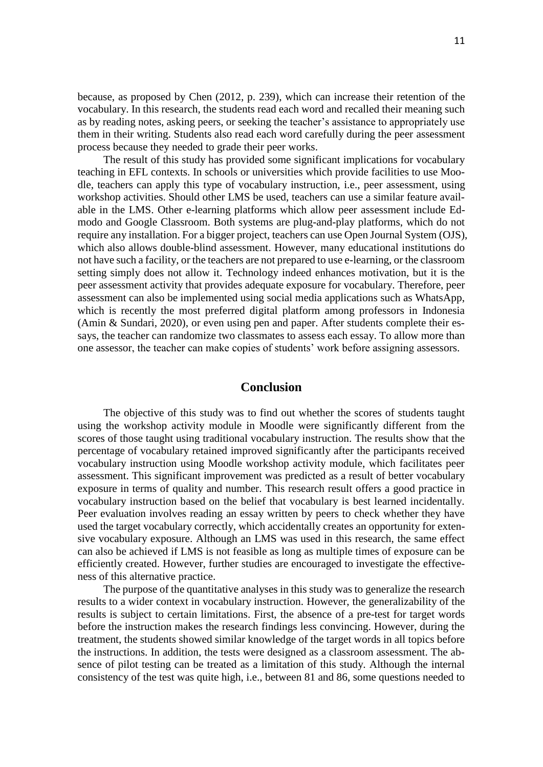because, as proposed by Chen (2012, p. 239), which can increase their retention of the vocabulary. In this research, the students read each word and recalled their meaning such as by reading notes, asking peers, or seeking the teacher's assistance to appropriately use them in their writing. Students also read each word carefully during the peer assessment process because they needed to grade their peer works.

The result of this study has provided some significant implications for vocabulary teaching in EFL contexts. In schools or universities which provide facilities to use Moodle, teachers can apply this type of vocabulary instruction, i.e., peer assessment, using workshop activities. Should other LMS be used, teachers can use a similar feature available in the LMS. Other e-learning platforms which allow peer assessment include Edmodo and Google Classroom. Both systems are plug-and-play platforms, which do not require any installation. For a bigger project, teachers can use Open Journal System (OJS), which also allows double-blind assessment. However, many educational institutions do not have such a facility, or the teachers are not prepared to use e-learning, or the classroom setting simply does not allow it. Technology indeed enhances motivation, but it is the peer assessment activity that provides adequate exposure for vocabulary. Therefore, peer assessment can also be implemented using social media applications such as WhatsApp, which is recently the most preferred digital platform among professors in Indonesia (Amin & Sundari, 2020), or even using pen and paper. After students complete their essays, the teacher can randomize two classmates to assess each essay. To allow more than one assessor, the teacher can make copies of students' work before assigning assessors.

## Conclusion

The objective of this study was to find out whether the scores of students taught using the workshop activity module in Moodle were significantly different from the scores of those taught using traditional vocabulary instruction. The results show that the percentage of vocabulary retained improved significantly after the participants received vocabulary instruction using Moodle workshop activity module, which facilitates peer assessment. This significant improvement was predicted as a result of better vocabulary exposure in terms of quality and number. This research result offers a good practice in vocabulary instruction based on the belief that vocabulary is best learned incidentally. Peer evaluation involves reading an essay written by peers to check whether they have used the target vocabulary correctly, which accidentally creates an opportunity for extensive vocabulary exposure. Although an LMS was used in this research, the same effect can also be achieved if LMS is not feasible as long as multiple times of exposure can be efficiently created. However, further studies are encouraged to investigate the effectiveness of this alternative practice.

The purpose of the quantitative analyses in this study was to generalize the research results to a wider context in vocabulary instruction. However, the generalizability of the results is subject to certain limitations. First, the absence of a pre-test for target words before the instruction makes the research findings less convincing. However, during the treatment, the students showed similar knowledge of the target words in all topics before the instructions. In addition, the tests were designed as a classroom assessment. The absence of pilot testing can be treated as a limitation of this study. Although the internal consistency of the test was quite high, i.e., between 81 and 86, some questions needed to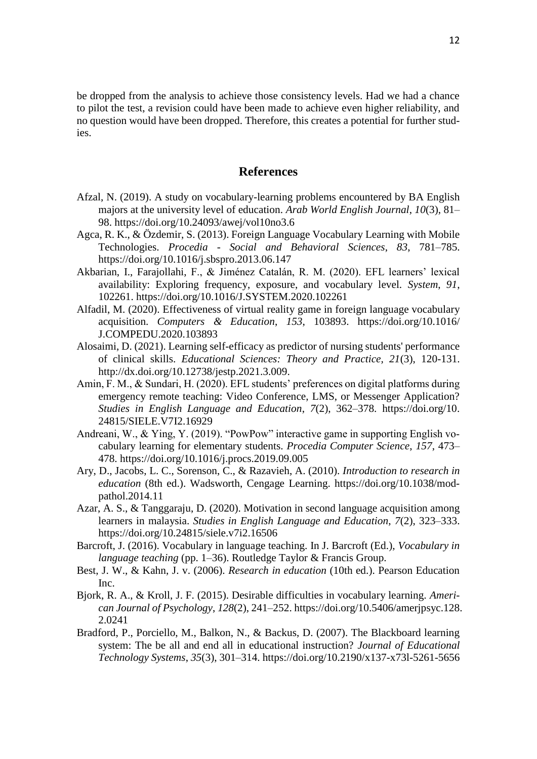be dropped from the analysis to achieve those consistency levels. Had we had a chance to pilot the test, a revision could have been made to achieve even higher reliability, and no question would have been dropped. Therefore, this creates a potential for further studies.

## References

Afzal, N. (2019). A study on vocabulary-learning problems encountered by BA English majors at the university level of education. *Arab World English Journal*, *10*(3), 81–98. https://doi.org/10.24093/awej/vol10no3.6

Agca, R. K., & Özdemir, S. (2013). Foreign Language Vocabulary Learning with Mobile Technologies. *Procedia - Social and Behavioral Sciences*, *83*, 781–785. https://doi.org/10.1016/j.sbspro.2013.06.147

Akbarian, I., Farajollahi, F., & Jiménez Catalán, R. M. (2020). EFL learners' lexical availability: Exploring frequency, exposure, and vocabulary level. *System*, *91*, 102261. https://doi.org/10.1016/J.SYSTEM.2020.102261

Alfadil, M. (2020). Effectiveness of virtual reality game in foreign language vocabulary acquisition. *Computers & Education*, *153*, 103893. https://doi.org/10.1016/J.COMPEDU.2020.103893

Alosaimi, D. (2021). Learning self-efficacy as predictor of nursing students' performance of clinical skills. *Educational Sciences: Theory and Practice*, *21*(3), 120-131. http://dx.doi.org/10.12738/jestp.2021.3.009.

Amin, F. M., & Sundari, H. (2020). EFL students' preferences on digital platforms during emergency remote teaching: Video Conference, LMS, or Messenger Application? *Studies in English Language and Education*, *7*(2), 362–378. https://doi.org/10.24815/SIELE.V7I2.16929

Andreani, W., & Ying, Y. (2019). "PowPow" interactive game in supporting English vocabulary learning for elementary students. *Procedia Computer Science*, *157*, 473–478. https://doi.org/10.1016/j.procs.2019.09.005

Ary, D., Jacobs, L. C., Sorenson, C., & Razavieh, A. (2010). *Introduction to research in education* (8th ed.). Wadsworth, Cengage Learning. https://doi.org/10.1038/modpathol.2014.11

Azar, A. S., & Tanggaraju, D. (2020). Motivation in second language acquisition among learners in malaysia. *Studies in English Language and Education*, *7*(2), 323–333. https://doi.org/10.24815/siele.v7i2.16506

Barcroft, J. (2016). Vocabulary in language teaching. In J. Barcroft (Ed.), *Vocabulary in language teaching* (pp. 1–36). Routledge Taylor & Francis Group.

Best, J. W., & Kahn, J. v. (2006). *Research in education* (10th ed.). Pearson Education Inc.

Bjork, R. A., & Kroll, J. F. (2015). Desirable difficulties in vocabulary learning. *American Journal of Psychology*, *128*(2), 241–252. https://doi.org/10.5406/amerjpsyc.128.2.0241

Bradford, P., Porciello, M., Balkon, N., & Backus, D. (2007). The Blackboard learning system: The be all and end all in educational instruction? *Journal of Educational Technology Systems*, *35*(3), 301–314. https://doi.org/10.2190/x137-x73l-5261-5656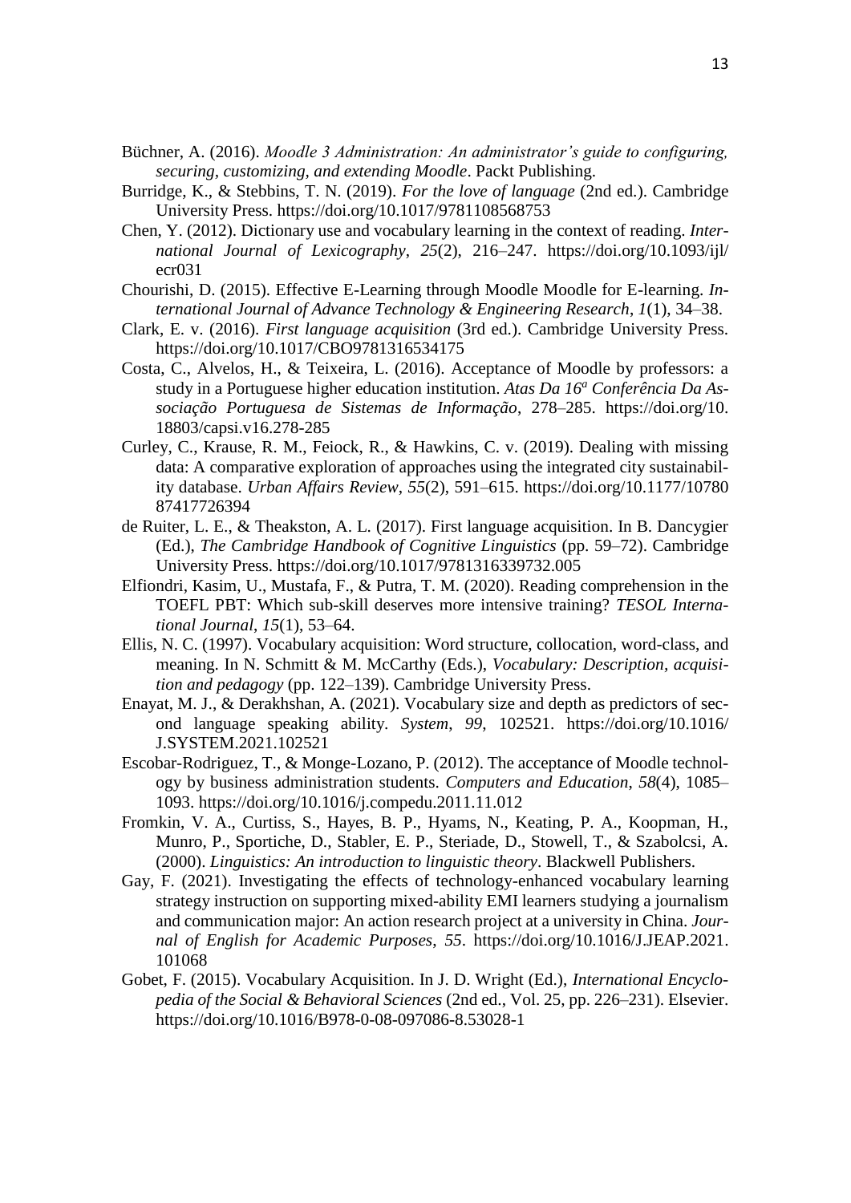Büchner, A. (2016). *Moodle 3 Administration: An administrator's guide to configuring, securing, customizing, and extending Moodle*. Packt Publishing.

Burridge, K., & Stebbins, T. N. (2019). *For the love of language* (2nd ed.). Cambridge University Press. https://doi.org/10.1017/9781108568753

Chen, Y. (2012). Dictionary use and vocabulary learning in the context of reading. *International Journal of Lexicography*, *25*(2), 216–247. https://doi.org/10.1093/ijl/ecr031

Chourishi, D. (2015). Effective E-Learning through Moodle Moodle for E-learning. *International Journal of Advance Technology & Engineering Research*, *1*(1), 34–38.

Clark, E. v. (2016). *First language acquisition* (3rd ed.). Cambridge University Press. https://doi.org/10.1017/CBO9781316534175

Costa, C., Alvelos, H., & Teixeira, L. (2016). Acceptance of Moodle by professors: a study in a Portuguese higher education institution. *Atas Da 16ª Conferência Da Associação Portuguesa de Sistemas de Informação*, 278–285. https://doi.org/10.18803/capsi.v16.278-285

Curley, C., Krause, R. M., Feiock, R., & Hawkins, C. v. (2019). Dealing with missing data: A comparative exploration of approaches using the integrated city sustainability database. *Urban Affairs Review*, *55*(2), 591–615. https://doi.org/10.1177/1078087417726394

de Ruiter, L. E., & Theakston, A. L. (2017). First language acquisition. In B. Dancygier (Ed.), *The Cambridge Handbook of Cognitive Linguistics* (pp. 59–72). Cambridge University Press. https://doi.org/10.1017/9781316339732.005

Elfiondri, Kasim, U., Mustafa, F., & Putra, T. M. (2020). Reading comprehension in the TOEFL PBT: Which sub-skill deserves more intensive training? *TESOL International Journal*, *15*(1), 53–64.

Ellis, N. C. (1997). Vocabulary acquisition: Word structure, collocation, word-class, and meaning. In N. Schmitt & M. McCarthy (Eds.), *Vocabulary: Description, acquisition and pedagogy* (pp. 122–139). Cambridge University Press.

Enayat, M. J., & Derakhshan, A. (2021). Vocabulary size and depth as predictors of second language speaking ability. *System*, *99*, 102521. https://doi.org/10.1016/J.SYSTEM.2021.102521

Escobar-Rodriguez, T., & Monge-Lozano, P. (2012). The acceptance of Moodle technology by business administration students. *Computers and Education*, *58*(4), 1085–1093. https://doi.org/10.1016/j.compedu.2011.11.012

Fromkin, V. A., Curtiss, S., Hayes, B. P., Hyams, N., Keating, P. A., Koopman, H., Munro, P., Sportiche, D., Stabler, E. P., Steriade, D., Stowell, T., & Szabolcsi, A. (2000). *Linguistics: An introduction to linguistic theory*. Blackwell Publishers.

Gay, F. (2021). Investigating the effects of technology-enhanced vocabulary learning strategy instruction on supporting mixed-ability EMI learners studying a journalism and communication major: An action research project at a university in China. *Journal of English for Academic Purposes*, *55*. https://doi.org/10.1016/J.JEAP.2021.101068

Gobet, F. (2015). Vocabulary Acquisition. In J. D. Wright (Ed.), *International Encyclopedia of the Social & Behavioral Sciences* (2nd ed., Vol. 25, pp. 226–231). Elsevier. https://doi.org/10.1016/B978-0-08-097086-8.53028-1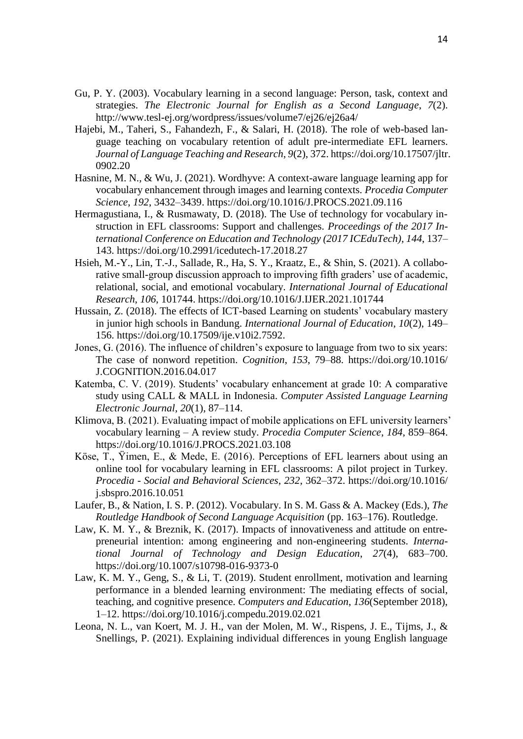Gu, P. Y. (2003). Vocabulary learning in a second language: Person, task, context and strategies. *The Electronic Journal for English as a Second Language*, *7*(2). http://www.tesl-ej.org/wordpress/issues/volume7/ej26/ej26a4/

Hajebi, M., Taheri, S., Fahandezh, F., & Salari, H. (2018). The role of web-based language teaching on vocabulary retention of adult pre-intermediate EFL learners. *Journal of Language Teaching and Research*, *9*(2), 372. https://doi.org/10.17507/jltr.0902.20

Hasnine, M. N., & Wu, J. (2021). Wordhyve: A context-aware language learning app for vocabulary enhancement through images and learning contexts. *Procedia Computer Science*, *192*, 3432–3439. https://doi.org/10.1016/J.PROCS.2021.09.116

Hermagustiana, I., & Rusmawaty, D. (2018). The Use of technology for vocabulary instruction in EFL classrooms: Support and challenges. *Proceedings of the 2017 International Conference on Education and Technology (2017 ICEduTech)*, *144*, 137–143. https://doi.org/10.2991/icedutech-17.2018.27

Hsieh, M.-Y., Lin, T.-J., Sallade, R., Ha, S. Y., Kraatz, E., & Shin, S. (2021). A collaborative small-group discussion approach to improving fifth graders' use of academic, relational, social, and emotional vocabulary. *International Journal of Educational Research*, *106*, 101744. https://doi.org/10.1016/J.IJER.2021.101744

Hussain, Z. (2018). The effects of ICT-based Learning on students' vocabulary mastery in junior high schools in Bandung. *International Journal of Education*, *10*(2), 149–156. https://doi.org/10.17509/ije.v10i2.7592.

Jones, G. (2016). The influence of children's exposure to language from two to six years: The case of nonword repetition. *Cognition*, *153*, 79–88. https://doi.org/10.1016/J.COGNITION.2016.04.017

Katemba, C. V. (2019). Students' vocabulary enhancement at grade 10: A comparative study using CALL & MALL in Indonesia. *Computer Assisted Language Learning Electronic Journal*, *20*(1), 87–114.

Klimova, B. (2021). Evaluating impact of mobile applications on EFL university learners' vocabulary learning – A review study. *Procedia Computer Science*, *184*, 859–864. https://doi.org/10.1016/J.PROCS.2021.03.108

Köse, T., Ÿimen, E., & Mede, E. (2016). Perceptions of EFL learners about using an online tool for vocabulary learning in EFL classrooms: A pilot project in Turkey. *Procedia - Social and Behavioral Sciences*, *232*, 362–372. https://doi.org/10.1016/j.sbspro.2016.10.051

Laufer, B., & Nation, I. S. P. (2012). Vocabulary. In S. M. Gass & A. Mackey (Eds.), *The Routledge Handbook of Second Language Acquisition* (pp. 163–176). Routledge.

Law, K. M. Y., & Breznik, K. (2017). Impacts of innovativeness and attitude on entrepreneurial intention: among engineering and non-engineering students. *International Journal of Technology and Design Education*, *27*(4), 683–700. https://doi.org/10.1007/s10798-016-9373-0

Law, K. M. Y., Geng, S., & Li, T. (2019). Student enrollment, motivation and learning performance in a blended learning environment: The mediating effects of social, teaching, and cognitive presence. *Computers and Education*, *136*(September 2018), 1–12. https://doi.org/10.1016/j.compedu.2019.02.021

Leona, N. L., van Koert, M. J. H., van der Molen, M. W., Rispens, J. E., Tijms, J., & Snellings, P. (2021). Explaining individual differences in young English language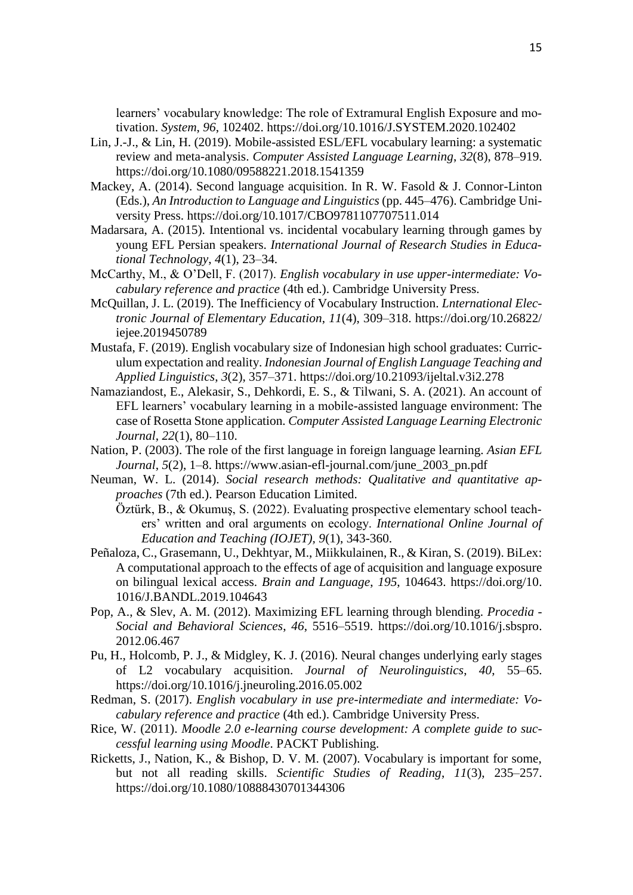learners' vocabulary knowledge: The role of Extramural English Exposure and motivation. *System*, *96*, 102402. https://doi.org/10.1016/J.SYSTEM.2020.102402

Lin, J.-J., & Lin, H. (2019). Mobile-assisted ESL/EFL vocabulary learning: a systematic review and meta-analysis. *Computer Assisted Language Learning*, *32*(8), 878–919. https://doi.org/10.1080/09588221.2018.1541359

Mackey, A. (2014). Second language acquisition. In R. W. Fasold & J. Connor-Linton (Eds.), *An Introduction to Language and Linguistics* (pp. 445–476). Cambridge University Press. https://doi.org/10.1017/CBO9781107707511.014

Madarsara, A. (2015). Intentional vs. incidental vocabulary learning through games by young EFL Persian speakers. *International Journal of Research Studies in Educational Technology*, *4*(1), 23–34.

McCarthy, M., & O'Dell, F. (2017). *English vocabulary in use upper-intermediate: Vocabulary reference and practice* (4th ed.). Cambridge University Press.

McQuillan, J. L. (2019). The Inefficiency of Vocabulary Instruction. *Lnternational Electronic Journal of Elementary Education*, *11*(4), 309–318. https://doi.org/10.26822/iejee.2019450789

Mustafa, F. (2019). English vocabulary size of Indonesian high school graduates: Curriculum expectation and reality. *Indonesian Journal of English Language Teaching and Applied Linguistics*, *3*(2), 357–371. https://doi.org/10.21093/ijeltal.v3i2.278

Namaziandost, E., Alekasir, S., Dehkordi, E. S., & Tilwani, S. A. (2021). An account of EFL learners' vocabulary learning in a mobile-assisted language environment: The case of Rosetta Stone application. *Computer Assisted Language Learning Electronic Journal*, *22*(1), 80–110.

Nation, P. (2003). The role of the first language in foreign language learning. *Asian EFL Journal*, *5*(2), 1–8. https://www.asian-efl-journal.com/june_2003_pn.pdf

Neuman, W. L. (2014). *Social research methods: Qualitative and quantitative approaches* (7th ed.). Pearson Education Limited.

Öztürk, B., & Okumuş, S. (2022). Evaluating prospective elementary school teachers' written and oral arguments on ecology. *International Online Journal of Education and Teaching (IOJET)*, *9*(1), 343-360.

Peñaloza, C., Grasemann, U., Dekhtyar, M., Miikkulainen, R., & Kiran, S. (2019). BiLex: A computational approach to the effects of age of acquisition and language exposure on bilingual lexical access. *Brain and Language*, *195*, 104643. https://doi.org/10.1016/J.BANDL.2019.104643

Pop, A., & Slev, A. M. (2012). Maximizing EFL learning through blending. *Procedia - Social and Behavioral Sciences*, *46*, 5516–5519. https://doi.org/10.1016/j.sbspro.2012.06.467

Pu, H., Holcomb, P. J., & Midgley, K. J. (2016). Neural changes underlying early stages of L2 vocabulary acquisition. *Journal of Neurolinguistics*, *40*, 55–65. https://doi.org/10.1016/j.jneuroling.2016.05.002

Redman, S. (2017). *English vocabulary in use pre-intermediate and intermediate: Vocabulary reference and practice* (4th ed.). Cambridge University Press.

Rice, W. (2011). *Moodle 2.0 e-learning course development: A complete guide to successful learning using Moodle*. PACKT Publishing.

Ricketts, J., Nation, K., & Bishop, D. V. M. (2007). Vocabulary is important for some, but not all reading skills. *Scientific Studies of Reading*, *11*(3), 235–257. https://doi.org/10.1080/10888430701344306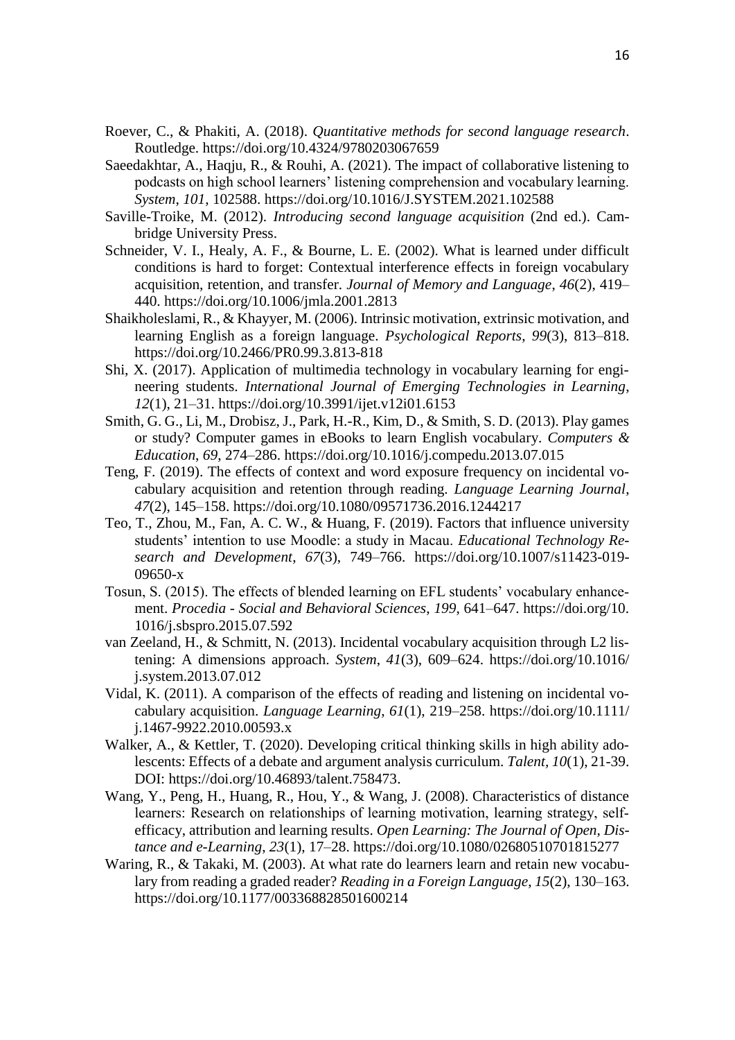Roever, C., & Phakiti, A. (2018). *Quantitative methods for second language research*. Routledge. https://doi.org/10.4324/9780203067659

Saeedakhtar, A., Haqju, R., & Rouhi, A. (2021). The impact of collaborative listening to podcasts on high school learners' listening comprehension and vocabulary learning. *System*, *101*, 102588. https://doi.org/10.1016/J.SYSTEM.2021.102588

Saville-Troike, M. (2012). *Introducing second language acquisition* (2nd ed.). Cambridge University Press.

Schneider, V. I., Healy, A. F., & Bourne, L. E. (2002). What is learned under difficult conditions is hard to forget: Contextual interference effects in foreign vocabulary acquisition, retention, and transfer. *Journal of Memory and Language*, *46*(2), 419–440. https://doi.org/10.1006/jmla.2001.2813

Shaikholeslami, R., & Khayyer, M. (2006). Intrinsic motivation, extrinsic motivation, and learning English as a foreign language. *Psychological Reports*, *99*(3), 813–818. https://doi.org/10.2466/PR0.99.3.813-818

Shi, X. (2017). Application of multimedia technology in vocabulary learning for engineering students. *International Journal of Emerging Technologies in Learning*, *12*(1), 21–31. https://doi.org/10.3991/ijet.v12i01.6153

Smith, G. G., Li, M., Drobisz, J., Park, H.-R., Kim, D., & Smith, S. D. (2013). Play games or study? Computer games in eBooks to learn English vocabulary. *Computers & Education*, *69*, 274–286. https://doi.org/10.1016/j.compedu.2013.07.015

Teng, F. (2019). The effects of context and word exposure frequency on incidental vocabulary acquisition and retention through reading. *Language Learning Journal*, *47*(2), 145–158. https://doi.org/10.1080/09571736.2016.1244217

Teo, T., Zhou, M., Fan, A. C. W., & Huang, F. (2019). Factors that influence university students' intention to use Moodle: a study in Macau. *Educational Technology Research and Development*, *67*(3), 749–766. https://doi.org/10.1007/s11423-019-09650-x

Tosun, S. (2015). The effects of blended learning on EFL students' vocabulary enhancement. *Procedia - Social and Behavioral Sciences*, *199*, 641–647. https://doi.org/10.1016/j.sbspro.2015.07.592

van Zeeland, H., & Schmitt, N. (2013). Incidental vocabulary acquisition through L2 listening: A dimensions approach. *System*, *41*(3), 609–624. https://doi.org/10.1016/j.system.2013.07.012

Vidal, K. (2011). A comparison of the effects of reading and listening on incidental vocabulary acquisition. *Language Learning*, *61*(1), 219–258. https://doi.org/10.1111/j.1467-9922.2010.00593.x

Walker, A., & Kettler, T. (2020). Developing critical thinking skills in high ability adolescents: Effects of a debate and argument analysis curriculum. *Talent*, *10*(1), 21-39. DOI: https://doi.org/10.46893/talent.758473.

Wang, Y., Peng, H., Huang, R., Hou, Y., & Wang, J. (2008). Characteristics of distance learners: Research on relationships of learning motivation, learning strategy, self-efficacy, attribution and learning results. *Open Learning: The Journal of Open, Distance and e-Learning*, *23*(1), 17–28. https://doi.org/10.1080/02680510701815277

Waring, R., & Takaki, M. (2003). At what rate do learners learn and retain new vocabulary from reading a graded reader? *Reading in a Foreign Language*, *15*(2), 130–163. https://doi.org/10.1177/003368828501600214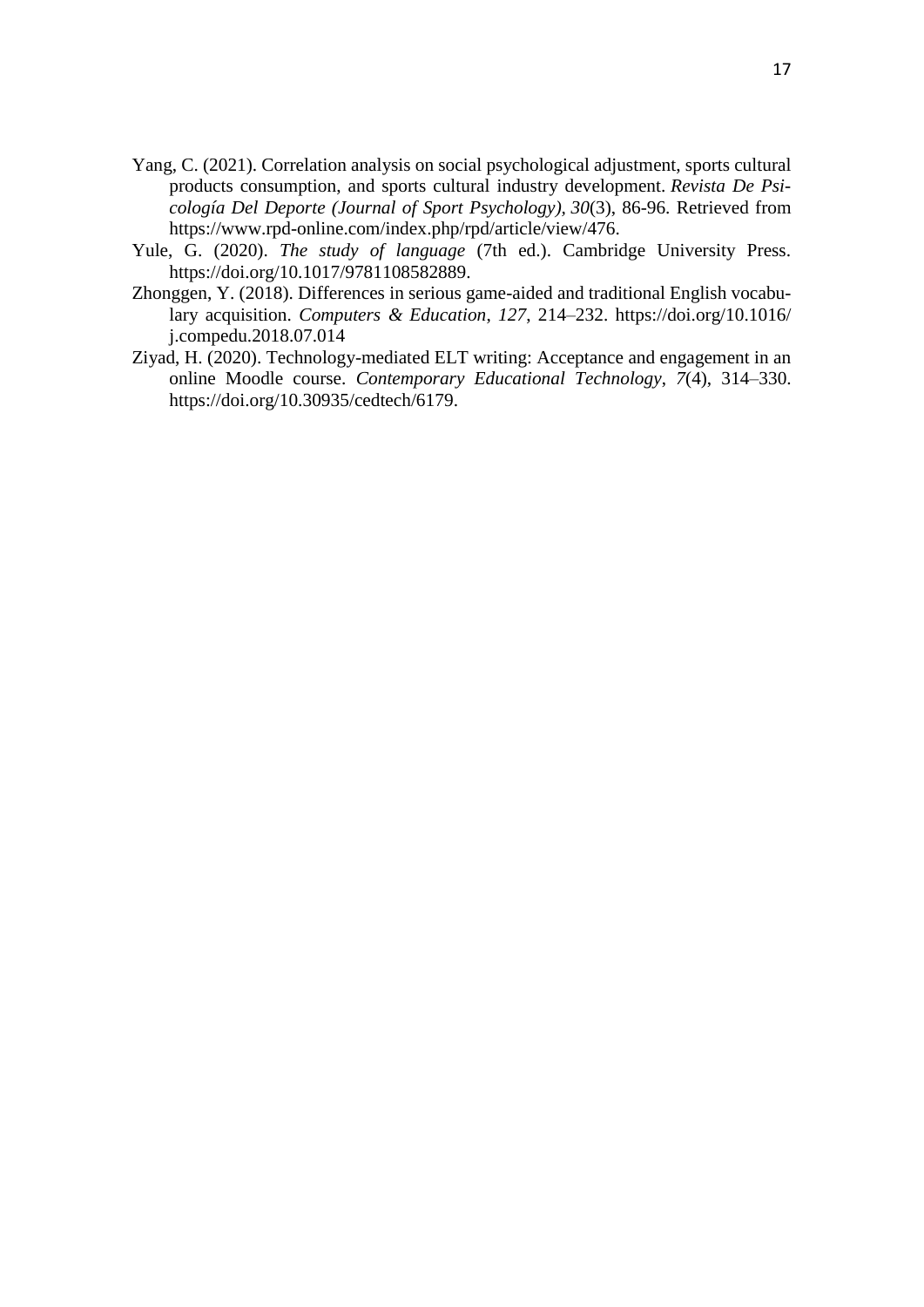Yang, C. (2021). Correlation analysis on social psychological adjustment, sports cultural products consumption, and sports cultural industry development. *Revista De Psicología Del Deporte (Journal of Sport Psychology), 30*(3), 86-96. Retrieved from https://www.rpd-online.com/index.php/rpd/article/view/476.

Yule, G. (2020). *The study of language* (7th ed.). Cambridge University Press. https://doi.org/10.1017/9781108582889.

Zhonggen, Y. (2018). Differences in serious game-aided and traditional English vocabulary acquisition. *Computers & Education*, *127*, 214–232. https://doi.org/10.1016/j.compedu.2018.07.014

Ziyad, H. (2020). Technology-mediated ELT writing: Acceptance and engagement in an online Moodle course. *Contemporary Educational Technology*, *7*(4), 314–330. https://doi.org/10.30935/cedtech/6179.